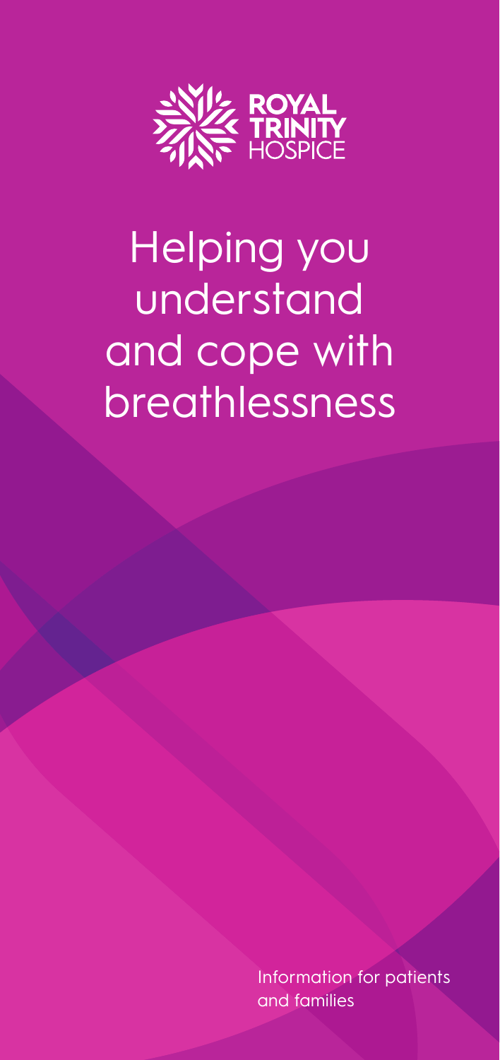ROYAL TRINITY HOSPICE

# Helping you understand and cope with breathlessness

Information for patients and families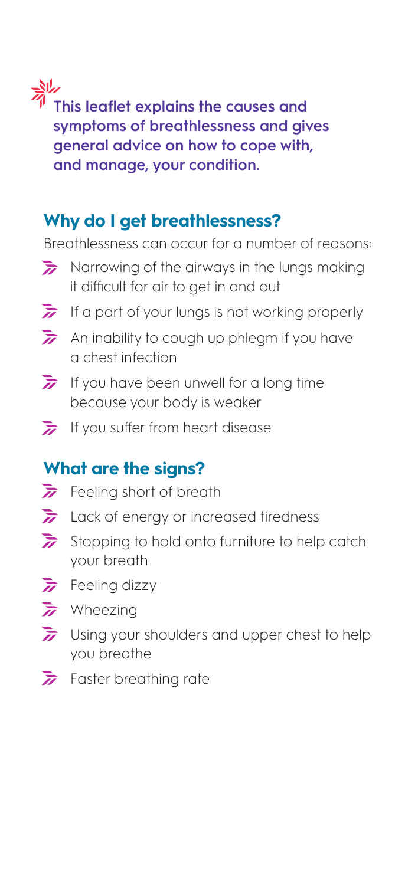**This leaflet explains the causes and symptoms of breathlessness and gives general advice on how to cope with, and manage, your condition.**

## Why do I get breathlessness?

Breathlessness can occur for a number of reasons:

- Narrowing of the airways in the lungs making it difficult for air to get in and out
- If a part of your lungs is not working properly
- An inability to cough up phlegm if you have a chest infection
- If you have been unwell for a long time because your body is weaker
- If you suffer from heart disease

## What are the signs?

- Feeling short of breath
- Lack of energy or increased tiredness
- Stopping to hold onto furniture to help catch your breath
- Feeling dizzy
- Wheezing
- Using your shoulders and upper chest to help you breathe
- Faster breathing rate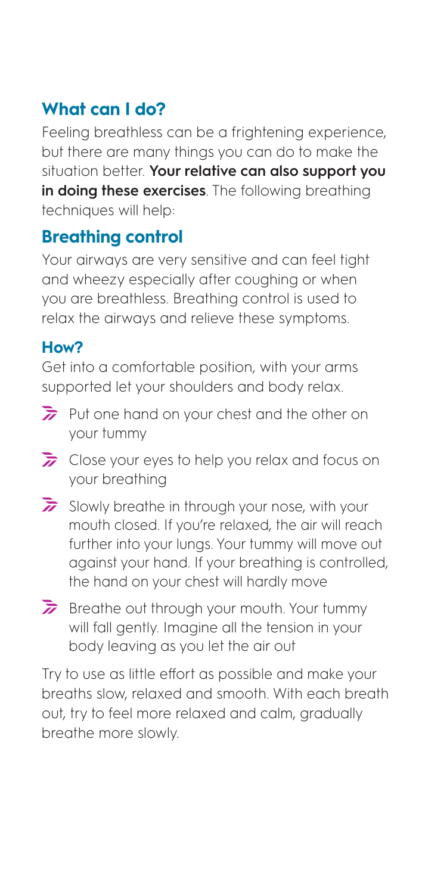## What can I do?

Feeling breathless can be a frightening experience, but there are many things you can do to make the situation better. **Your relative can also support you in doing these exercises**. The following breathing techniques will help:

## Breathing control

Your airways are very sensitive and can feel tight and wheezy especially after coughing or when you are breathless. Breathing control is used to relax the airways and relieve these symptoms.

### How?

Get into a comfortable position, with your arms supported let your shoulders and body relax.

- Put one hand on your chest and the other on your tummy
- Close your eyes to help you relax and focus on your breathing
- Slowly breathe in through your nose, with your mouth closed. If you're relaxed, the air will reach further into your lungs. Your tummy will move out against your hand. If your breathing is controlled, the hand on your chest will hardly move
- Breathe out through your mouth. Your tummy will fall gently. Imagine all the tension in your body leaving as you let the air out

Try to use as little effort as possible and make your breaths slow, relaxed and smooth. With each breath out, try to feel more relaxed and calm, gradually breathe more slowly.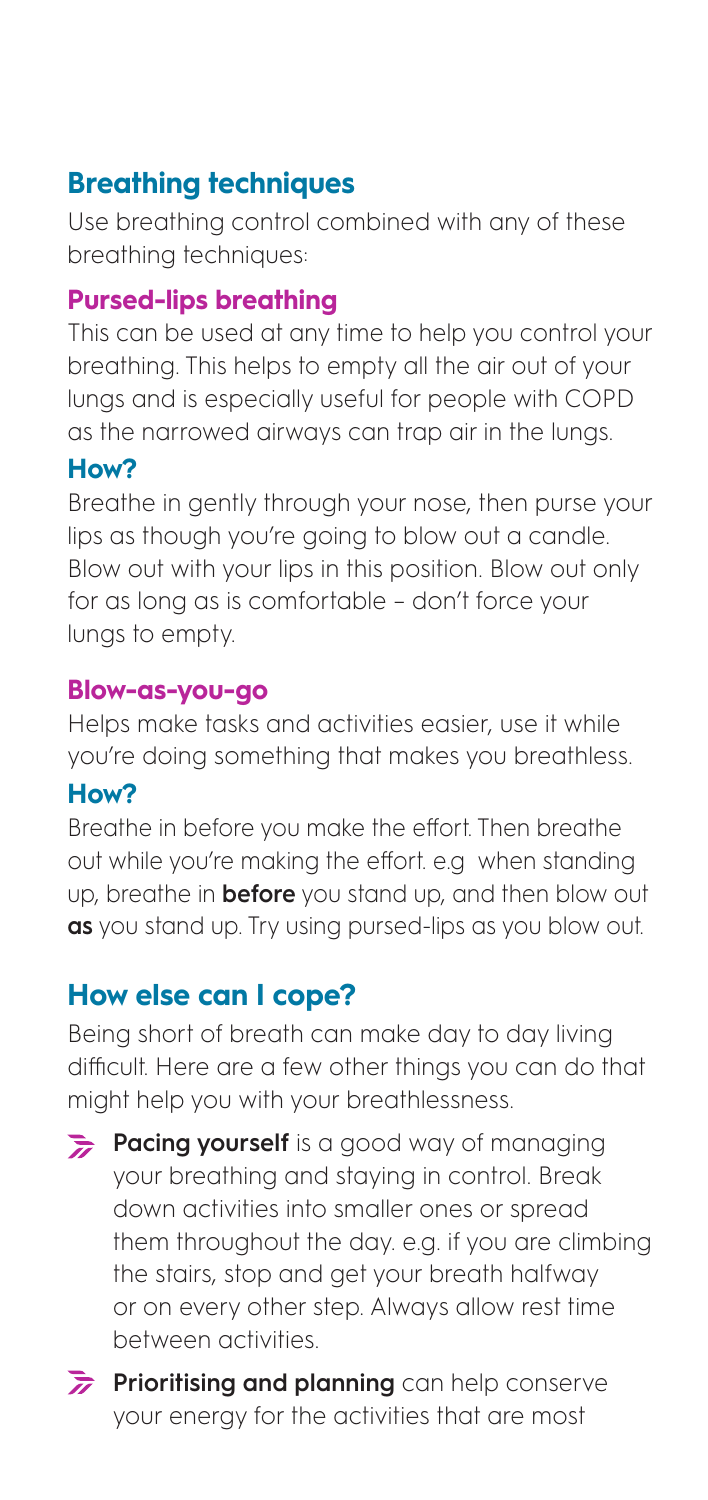## Breathing techniques

Use breathing control combined with any of these breathing techniques:

### Pursed-lips breathing

This can be used at any time to help you control your breathing. This helps to empty all the air out of your lungs and is especially useful for people with COPD as the narrowed airways can trap air in the lungs.

#### How?

Breathe in gently through your nose, then purse your lips as though you're going to blow out a candle. Blow out with your lips in this position. Blow out only for as long as is comfortable – don't force your lungs to empty.

### Blow-as-you-go

Helps make tasks and activities easier, use it while you're doing something that makes you breathless.

#### How?

Breathe in before you make the effort. Then breathe out while you're making the effort. e.g when standing up, breathe in **before** you stand up, and then blow out **as** you stand up. Try using pursed-lips as you blow out.

## How else can I cope?

Being short of breath can make day to day living difficult. Here are a few other things you can do that might help you with your breathlessness.

- **Pacing yourself** is a good way of managing your breathing and staying in control. Break down activities into smaller ones or spread them throughout the day. e.g. if you are climbing the stairs, stop and get your breath halfway or on every other step. Always allow rest time between activities.
- **Prioritising and planning** can help conserve your energy for the activities that are most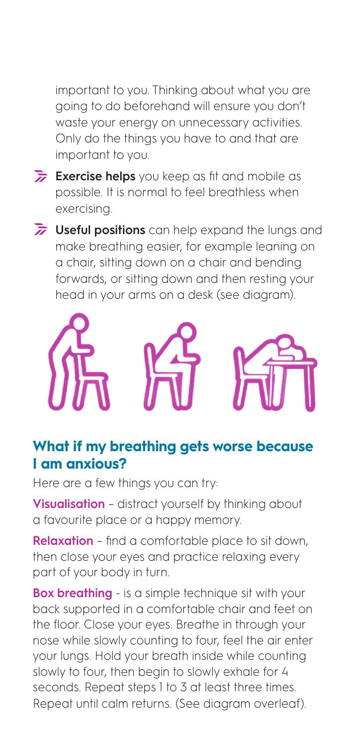important to you. Thinking about what you are going to do beforehand will ensure you don't waste your energy on unnecessary activities. Only do the things you have to and that are important to you.

- **Exercise helps** you keep as fit and mobile as possible. It is normal to feel breathless when exercising.
- **Useful positions** can help expand the lungs and make breathing easier, for example leaning on a chair, sitting down on a chair and bending forwards, or sitting down and then resting your head in your arms on a desk (see diagram).

## What if my breathing gets worse because I am anxious?

Here are a few things you can try:

**Visualisation** – distract yourself by thinking about a favourite place or a happy memory.

**Relaxation** – find a comfortable place to sit down, then close your eyes and practice relaxing every part of your body in turn.

**Box breathing** - is a simple technique sit with your back supported in a comfortable chair and feet on the floor. Close your eyes. Breathe in through your nose while slowly counting to four, feel the air enter your lungs. Hold your breath inside while counting slowly to four, then begin to slowly exhale for 4 seconds. Repeat steps 1 to 3 at least three times. Repeat until calm returns. (See diagram overleaf).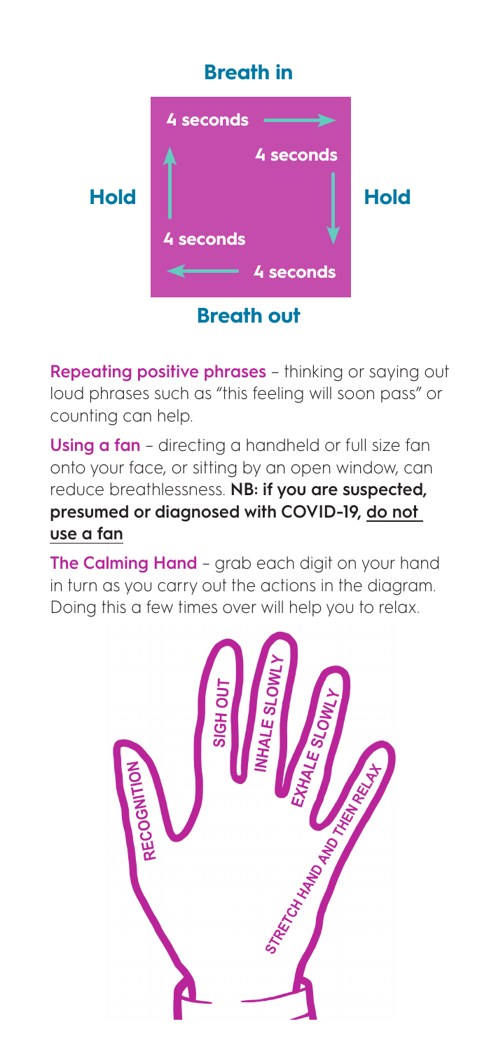**Breath in**

**Hold** — 4 seconds — **Hold**

4 seconds → 4 seconds ↓ 4 seconds ← 4 seconds ↑

**Breath out**

**Repeating positive phrases** – thinking or saying out loud phrases such as "this feeling will soon pass" or counting can help.

**Using a fan** – directing a handheld or full size fan onto your face, or sitting by an open window, can reduce breathlessness. **NB: if you are suspected, presumed or diagnosed with COVID-19, do not use a fan**

**The Calming Hand** – grab each digit on your hand in turn as you carry out the actions in the diagram. Doing this a few times over will help you to relax.

RECOGNITION

SIGH OUT

INHALE SLOWLY

EXHALE SLOWLY

STRETCH HAND AND THEN RELAX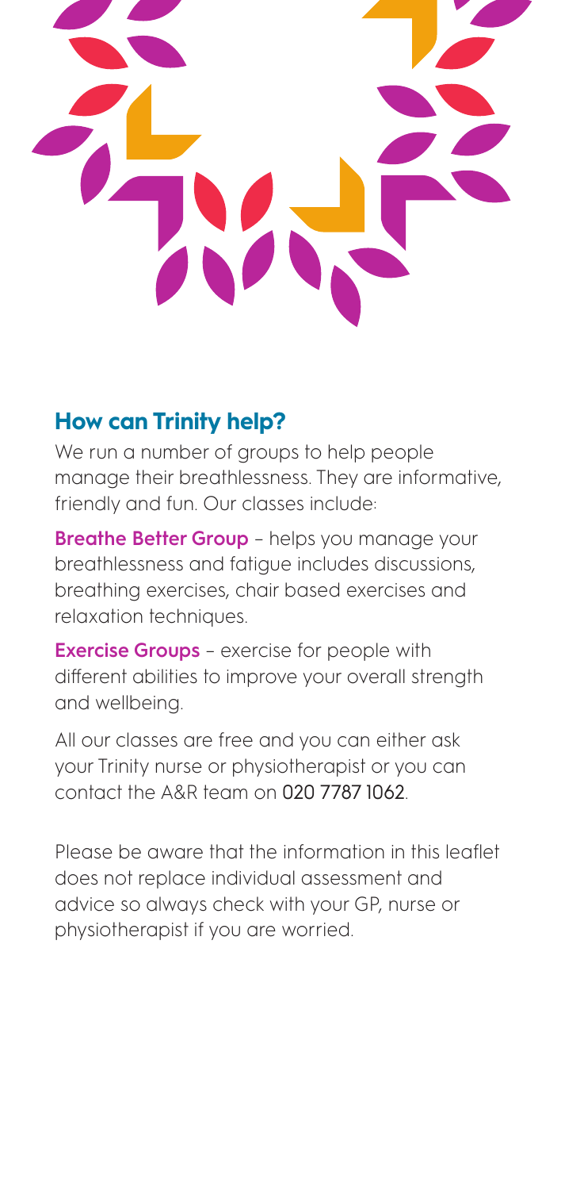## How can Trinity help?

We run a number of groups to help people manage their breathlessness. They are informative, friendly and fun. Our classes include:

**Breathe Better Group** – helps you manage your breathlessness and fatigue includes discussions, breathing exercises, chair based exercises and relaxation techniques.

**Exercise Groups** – exercise for people with different abilities to improve your overall strength and wellbeing.

All our classes are free and you can either ask your Trinity nurse or physiotherapist or you can contact the A&R team on 020 7787 1062.

Please be aware that the information in this leaflet does not replace individual assessment and advice so always check with your GP, nurse or physiotherapist if you are worried.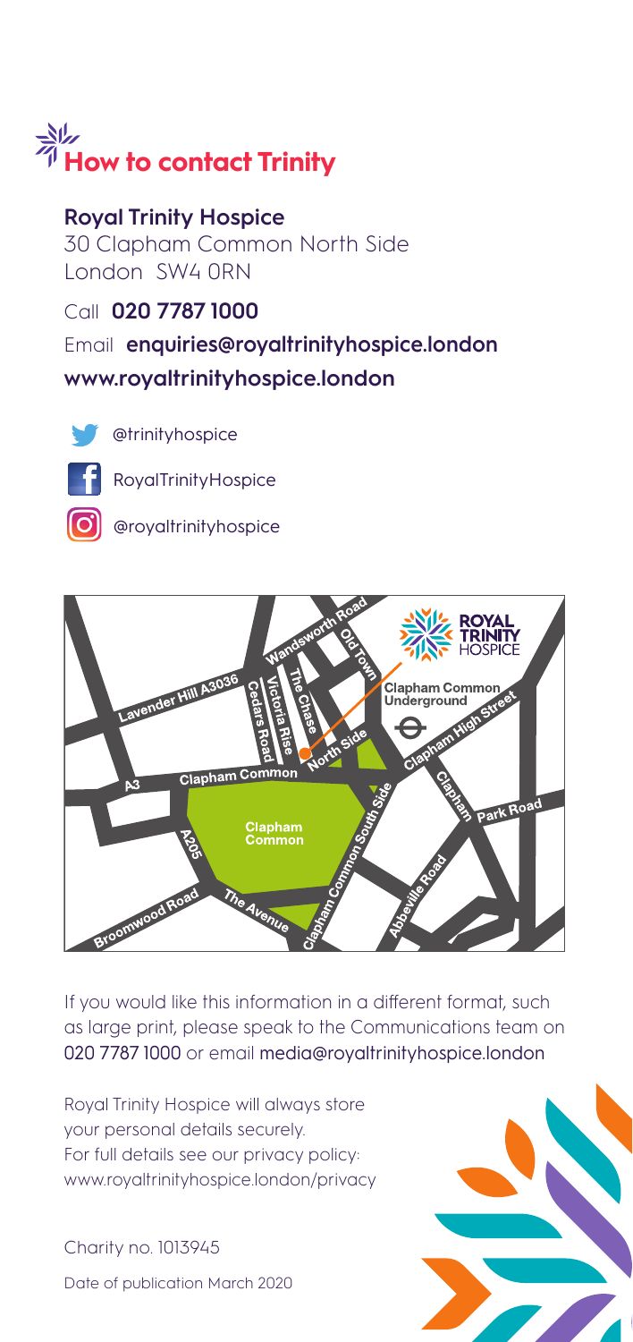# How to contact Trinity

**Royal Trinity Hospice**
30 Clapham Common North Side
London SW4 0RN

Call **020 7787 1000**

Email **enquiries@royaltrinityhospice.london**

**www.royaltrinityhospice.london**

@trinityhospice

RoyalTrinityHospice

@royaltrinityhospice

ROYAL TRINITY HOSPICE

Wandsworth Road
Old Town
Lavender Hill A3036
Cedars Road
Victoria Rise
The Chase
North Side
Clapham Common Underground
Clapham High Street
A3
Clapham Common
Clapham Common South Side
Clapham Park Road
Clapham Common
A205
Abbeville Road
Broomwood Road
The Avenue

If you would like this information in a different format, such as large print, please speak to the Communications team on 020 7787 1000 or email media@royaltrinityhospice.london

Royal Trinity Hospice will always store your personal details securely.
For full details see our privacy policy:
www.royaltrinityhospice.london/privacy

Charity no. 1013945

Date of publication March 2020